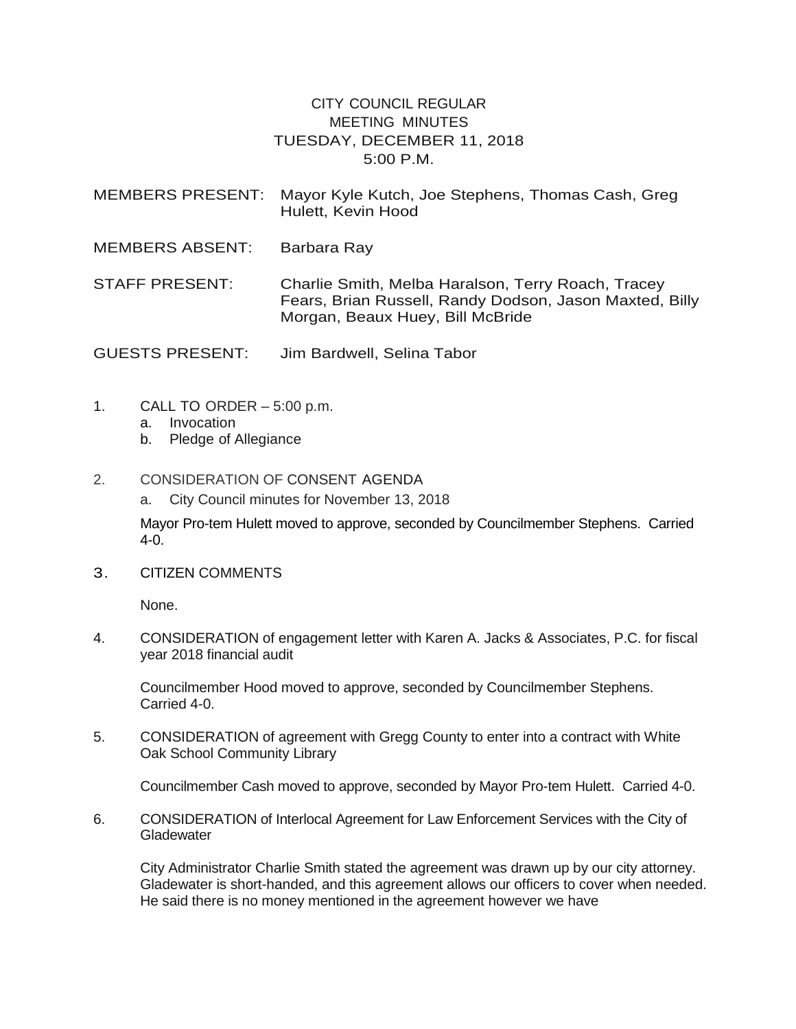# CITY COUNCIL REGULAR MEETING MINUTES
## TUESDAY, DECEMBER 11, 2018
## 5:00 P.M.

MEMBERS PRESENT: Mayor Kyle Kutch, Joe Stephens, Thomas Cash, Greg Hulett, Kevin Hood

MEMBERS ABSENT: Barbara Ray

STAFF PRESENT: Charlie Smith, Melba Haralson, Terry Roach, Tracey Fears, Brian Russell, Randy Dodson, Jason Maxted, Billy Morgan, Beaux Huey, Bill McBride

GUESTS PRESENT: Jim Bardwell, Selina Tabor

1. CALL TO ORDER – 5:00 p.m.
   a. Invocation
   b. Pledge of Allegiance

2. CONSIDERATION OF CONSENT AGENDA
   a. City Council minutes for November 13, 2018

   Mayor Pro-tem Hulett moved to approve, seconded by Councilmember Stephens. Carried 4-0.

3. CITIZEN COMMENTS

   None.

4. CONSIDERATION of engagement letter with Karen A. Jacks & Associates, P.C. for fiscal year 2018 financial audit

   Councilmember Hood moved to approve, seconded by Councilmember Stephens. Carried 4-0.

5. CONSIDERATION of agreement with Gregg County to enter into a contract with White Oak School Community Library

   Councilmember Cash moved to approve, seconded by Mayor Pro-tem Hulett. Carried 4-0.

6. CONSIDERATION of Interlocal Agreement for Law Enforcement Services with the City of Gladewater

   City Administrator Charlie Smith stated the agreement was drawn up by our city attorney. Gladewater is short-handed, and this agreement allows our officers to cover when needed. He said there is no money mentioned in the agreement however we have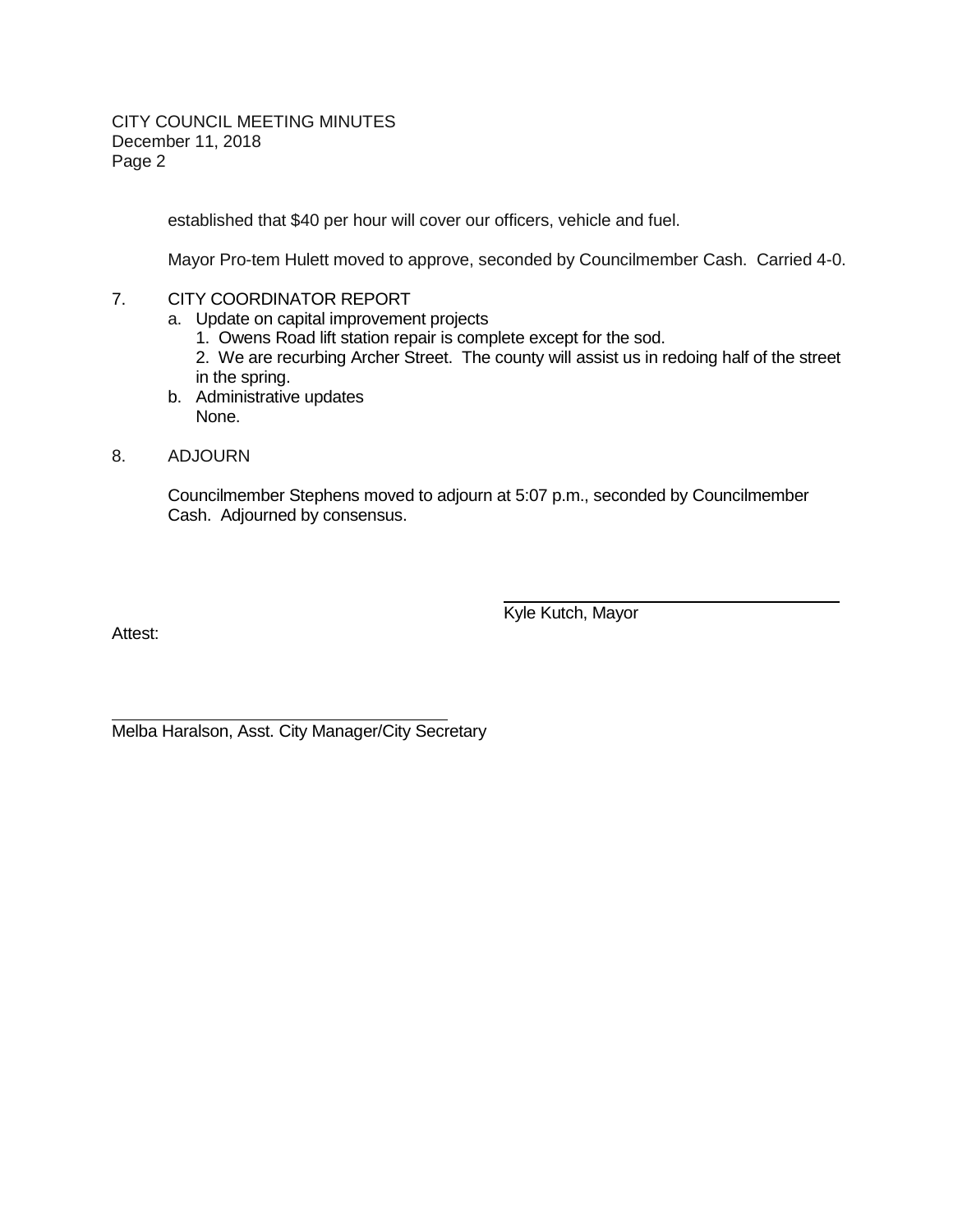established that $40 per hour will cover our officers, vehicle and fuel.

Mayor Pro-tem Hulett moved to approve, seconded by Councilmember Cash. Carried 4-0.

7. CITY COORDINATOR REPORT
   a. Update on capital improvement projects
      1. Owens Road lift station repair is complete except for the sod.
      2. We are recurbing Archer Street. The county will assist us in redoing half of the street in the spring.
   b. Administrative updates
      None.

8. ADJOURN

   Councilmember Stephens moved to adjourn at 5:07 p.m., seconded by Councilmember Cash. Adjourned by consensus.

\_\_\_\_\_\_\_\_\_\_\_\_\_\_\_\_\_\_\_\_\_\_\_\_\_\_\_\_\_\_\_\_\_\_\_\_
Kyle Kutch, Mayor

Attest:

\_\_\_\_\_\_\_\_\_\_\_\_\_\_\_\_\_\_\_\_\_\_\_\_\_\_\_\_\_\_\_\_\_\_\_\_
Melba Haralson, Asst. City Manager/City Secretary